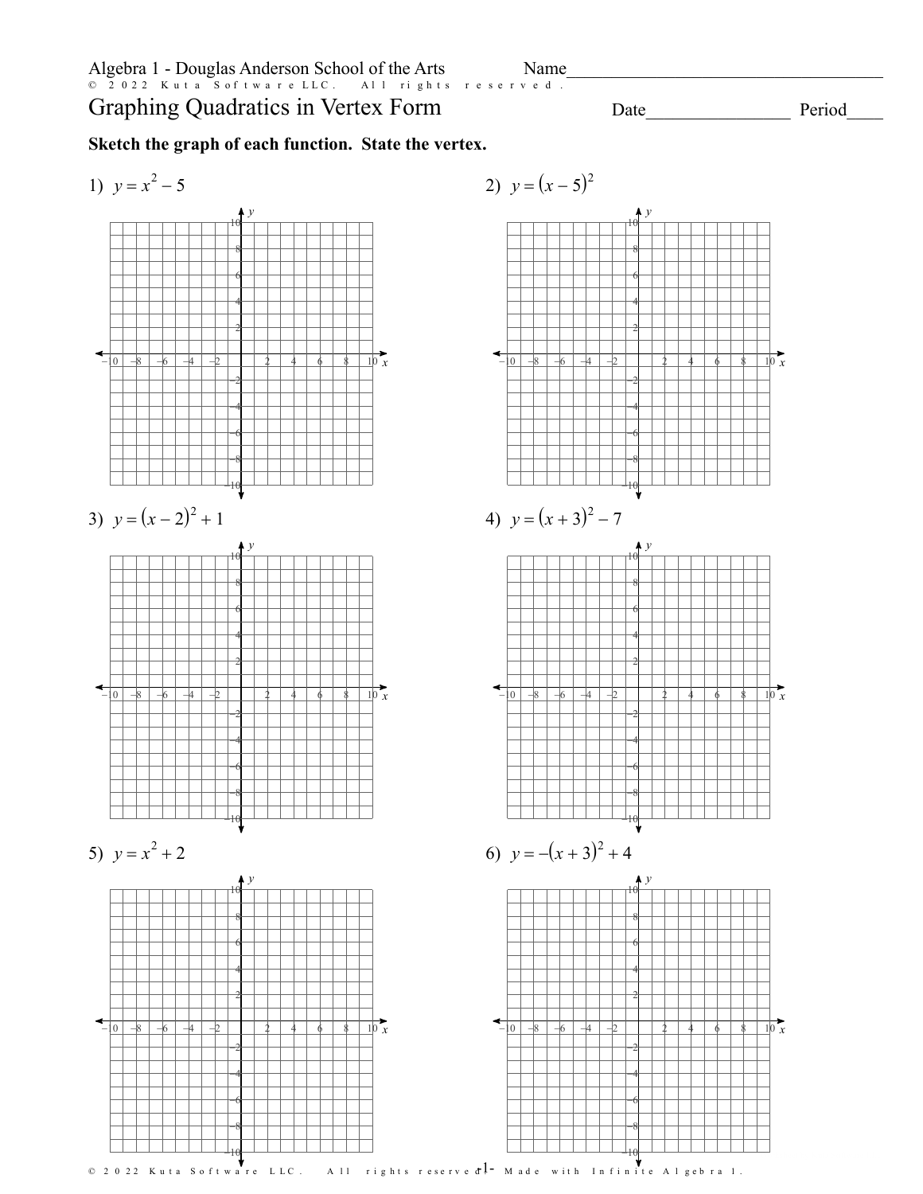Algebra 1 - Douglas Anderson School of the Arts

Name____________________________________

© 2022 Kuta Software LLC. All rights reserved.

# Graphing Quadratics in Vertex Form

Date________________ Period____

**Sketch the graph of each function. State the vertex.**

1) $y = x^2 - 5$

2) $y = (x - 5)^2$

3) $y = (x - 2)^2 + 1$

4) $y = (x + 3)^2 - 7$

5) $y = x^2 + 2$

6) $y = -(x + 3)^2 + 4$

© 2022 Kuta Software LLC. All rights reserved. Made with Infinite Algebra 1.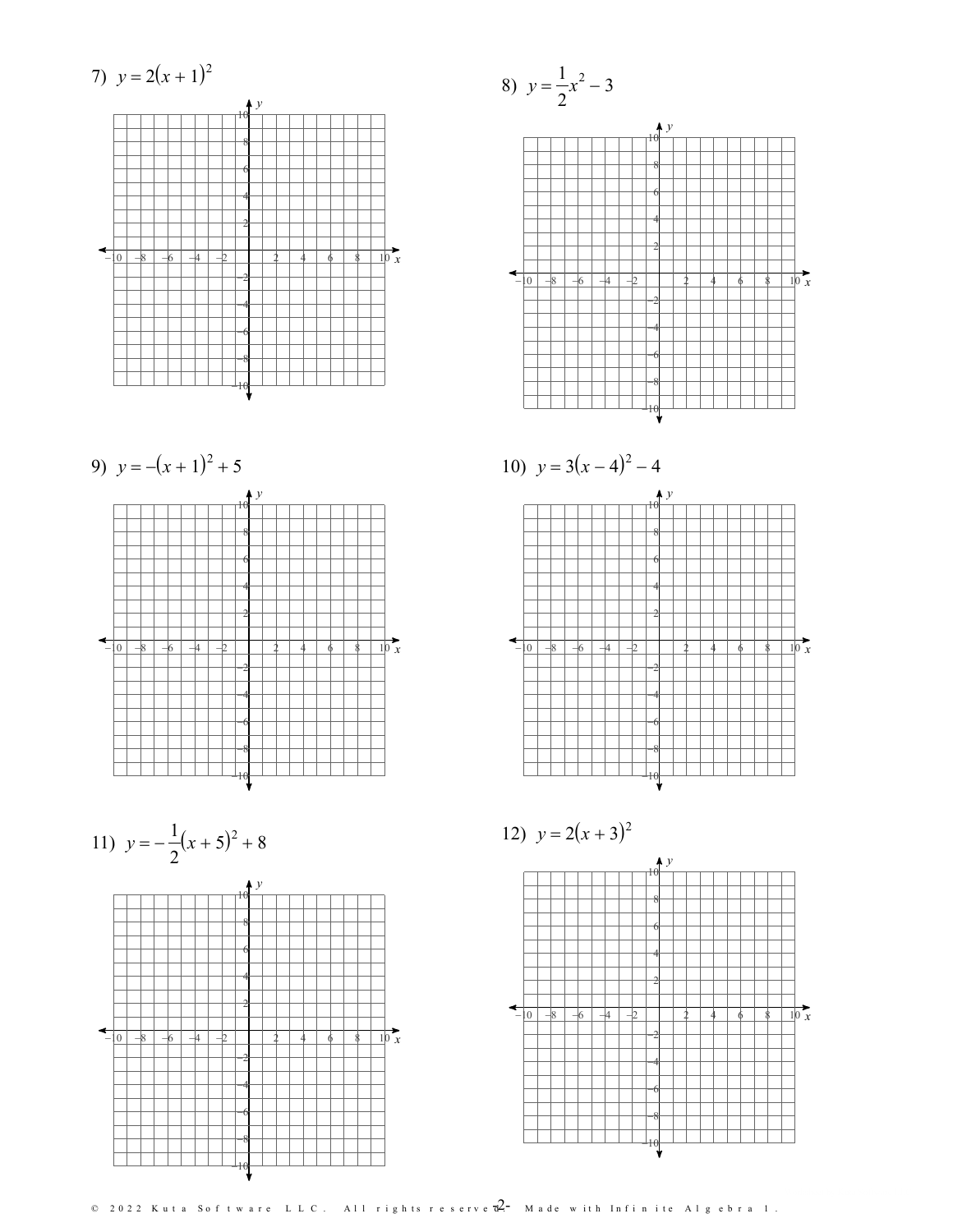7) $y = 2(x + 1)^2$

8) $y = \frac{1}{2}x^2 - 3$

9) $y = -(x + 1)^2 + 5$

10) $y = 3(x - 4)^2 - 4$

11) $y = -\frac{1}{2}(x + 5)^2 + 8$

12) $y = 2(x + 3)^2$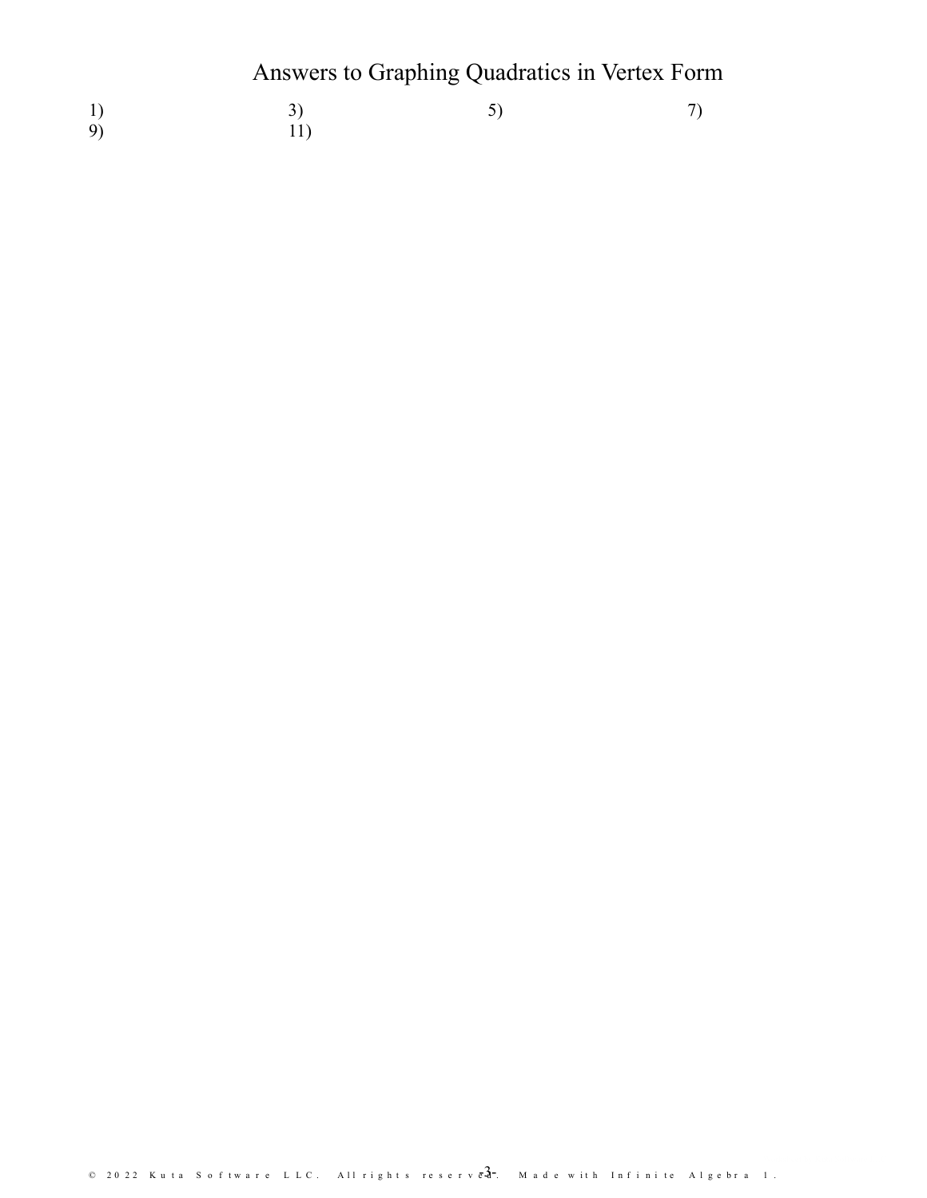# Answers to Graphing Quadratics in Vertex Form

1) 3) 5) 7)

9) 11)